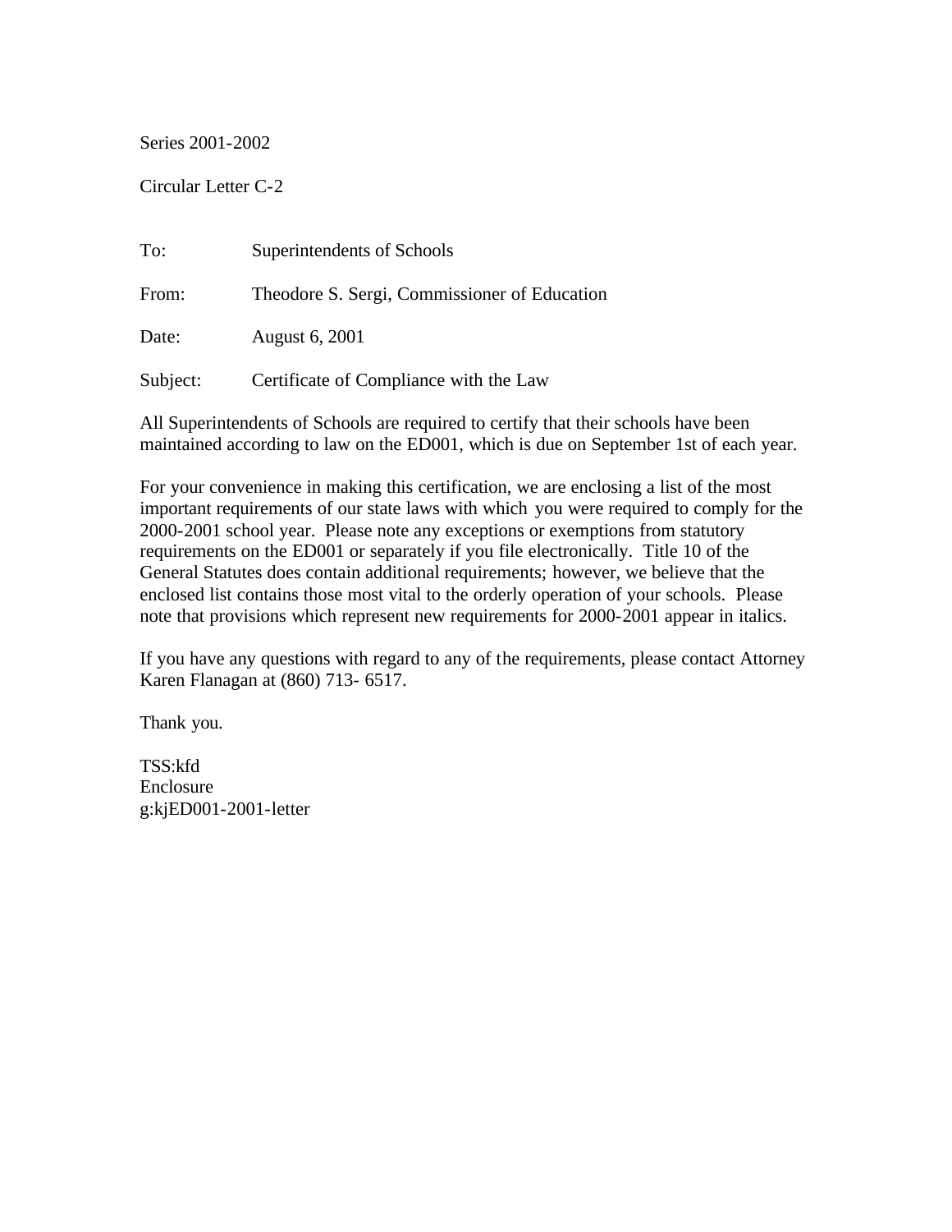Series 2001-2002

Circular Letter C-2

| | |
|---|---|
| To: | Superintendents of Schools |
| From: | Theodore S. Sergi, Commissioner of Education |
| Date: | August 6, 2001 |
| Subject: | Certificate of Compliance with the Law |

All Superintendents of Schools are required to certify that their schools have been maintained according to law on the ED001, which is due on September 1st of each year.

For your convenience in making this certification, we are enclosing a list of the most important requirements of our state laws with which you were required to comply for the 2000-2001 school year. Please note any exceptions or exemptions from statutory requirements on the ED001 or separately if you file electronically. Title 10 of the General Statutes does contain additional requirements; however, we believe that the enclosed list contains those most vital to the orderly operation of your schools. Please note that provisions which represent new requirements for 2000-2001 appear in italics.

If you have any questions with regard to any of the requirements, please contact Attorney Karen Flanagan at (860) 713- 6517.

Thank you.

TSS:kfd
Enclosure
g:kjED001-2001-letter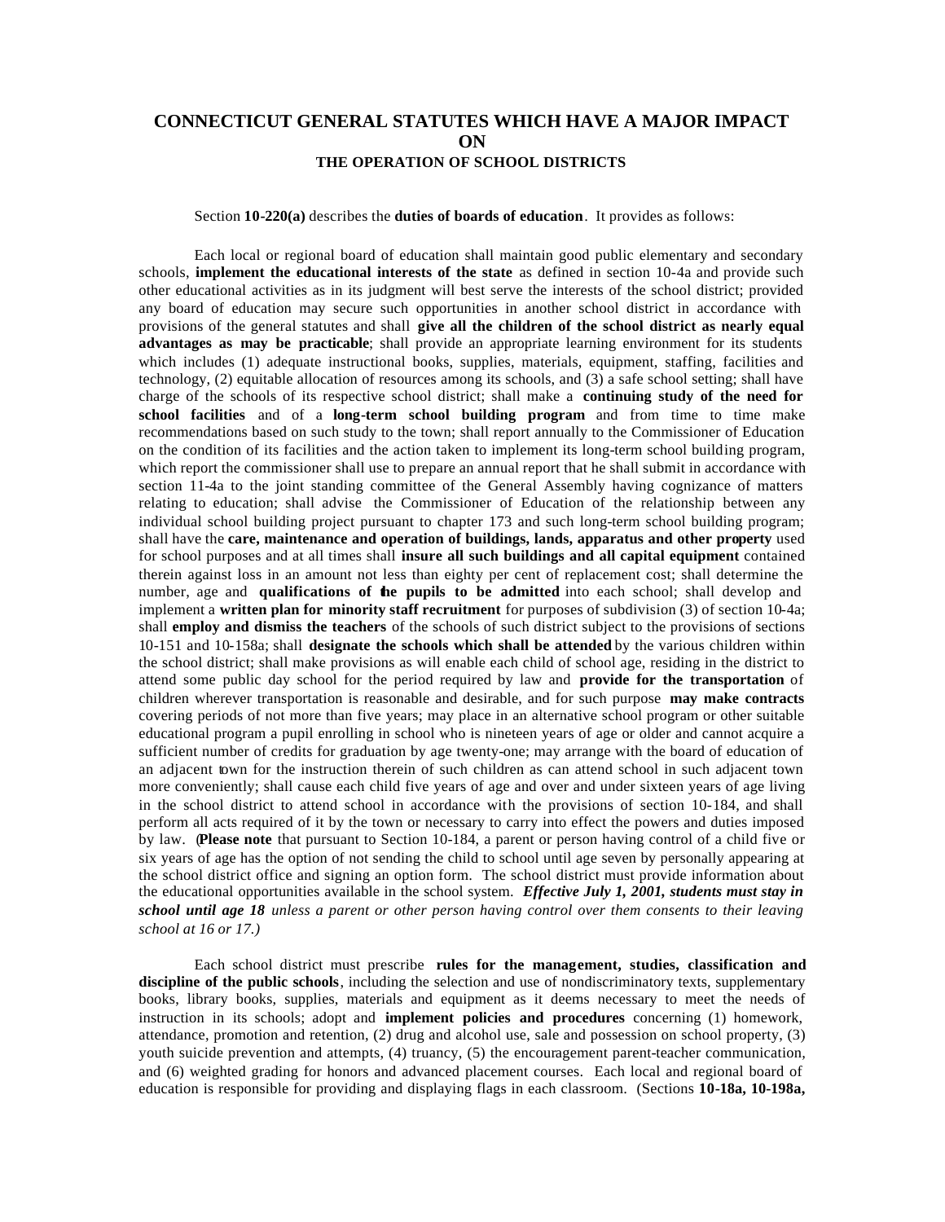# CONNECTICUT GENERAL STATUTES WHICH HAVE A MAJOR IMPACT ON

## THE OPERATION OF SCHOOL DISTRICTS

Section **10-220(a)** describes the **duties of boards of education**. It provides as follows:

Each local or regional board of education shall maintain good public elementary and secondary schools, **implement the educational interests of the state** as defined in section 10-4a and provide such other educational activities as in its judgment will best serve the interests of the school district; provided any board of education may secure such opportunities in another school district in accordance with provisions of the general statutes and shall **give all the children of the school district as nearly equal advantages as may be practicable**; shall provide an appropriate learning environment for its students which includes (1) adequate instructional books, supplies, materials, equipment, staffing, facilities and technology, (2) equitable allocation of resources among its schools, and (3) a safe school setting; shall have charge of the schools of its respective school district; shall make a **continuing study of the need for school facilities** and of a **long-term school building program** and from time to time make recommendations based on such study to the town; shall report annually to the Commissioner of Education on the condition of its facilities and the action taken to implement its long-term school building program, which report the commissioner shall use to prepare an annual report that he shall submit in accordance with section 11-4a to the joint standing committee of the General Assembly having cognizance of matters relating to education; shall advise the Commissioner of Education of the relationship between any individual school building project pursuant to chapter 173 and such long-term school building program; shall have the **care, maintenance and operation of buildings, lands, apparatus and other property** used for school purposes and at all times shall **insure all such buildings and all capital equipment** contained therein against loss in an amount not less than eighty per cent of replacement cost; shall determine the number, age and **qualifications of the pupils to be admitted** into each school; shall develop and implement a **written plan for minority staff recruitment** for purposes of subdivision (3) of section 10-4a; shall **employ and dismiss the teachers** of the schools of such district subject to the provisions of sections 10-151 and 10-158a; shall **designate the schools which shall be attended** by the various children within the school district; shall make provisions as will enable each child of school age, residing in the district to attend some public day school for the period required by law and **provide for the transportation** of children wherever transportation is reasonable and desirable, and for such purpose **may make contracts** covering periods of not more than five years; may place in an alternative school program or other suitable educational program a pupil enrolling in school who is nineteen years of age or older and cannot acquire a sufficient number of credits for graduation by age twenty-one; may arrange with the board of education of an adjacent town for the instruction therein of such children as can attend school in such adjacent town more conveniently; shall cause each child five years of age and over and under sixteen years of age living in the school district to attend school in accordance with the provisions of section 10-184, and shall perform all acts required of it by the town or necessary to carry into effect the powers and duties imposed by law. (**Please note** that pursuant to Section 10-184, a parent or person having control of a child five or six years of age has the option of not sending the child to school until age seven by personally appearing at the school district office and signing an option form. The school district must provide information about the educational opportunities available in the school system. ***Effective July 1, 2001, students must stay in school until age 18*** *unless a parent or other person having control over them consents to their leaving school at 16 or 17.)*

Each school district must prescribe **rules for the management, studies, classification and discipline of the public schools**, including the selection and use of nondiscriminatory texts, supplementary books, library books, supplies, materials and equipment as it deems necessary to meet the needs of instruction in its schools; adopt and **implement policies and procedures** concerning (1) homework, attendance, promotion and retention, (2) drug and alcohol use, sale and possession on school property, (3) youth suicide prevention and attempts, (4) truancy, (5) the encouragement parent-teacher communication, and (6) weighted grading for honors and advanced placement courses. Each local and regional board of education is responsible for providing and displaying flags in each classroom. (Sections **10-18a, 10-198a,**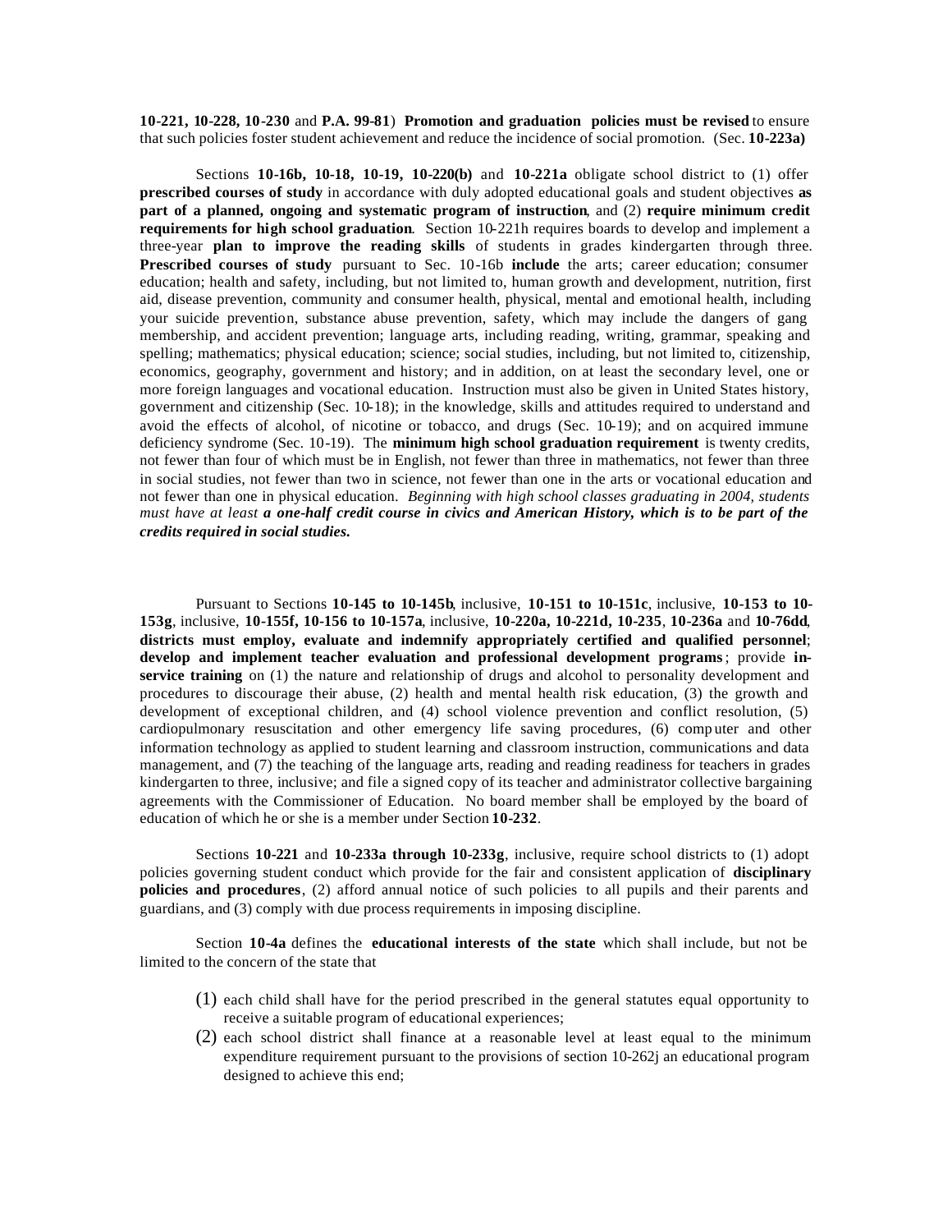**10-221, 10-228, 10-230** and **P.A. 99-81**) **Promotion and graduation policies must be revised** to ensure that such policies foster student achievement and reduce the incidence of social promotion. (Sec. **10-223a)**

Sections **10-16b, 10-18, 10-19, 10-220(b)** and **10-221a** obligate school district to (1) offer **prescribed courses of study** in accordance with duly adopted educational goals and student objectives **as part of a planned, ongoing and systematic program of instruction**, and (2) **require minimum credit requirements for high school graduation**. Section 10-221h requires boards to develop and implement a three-year **plan to improve the reading skills** of students in grades kindergarten through three. **Prescribed courses of study** pursuant to Sec. 10-16b **include** the arts; career education; consumer education; health and safety, including, but not limited to, human growth and development, nutrition, first aid, disease prevention, community and consumer health, physical, mental and emotional health, including your suicide prevention, substance abuse prevention, safety, which may include the dangers of gang membership, and accident prevention; language arts, including reading, writing, grammar, speaking and spelling; mathematics; physical education; science; social studies, including, but not limited to, citizenship, economics, geography, government and history; and in addition, on at least the secondary level, one or more foreign languages and vocational education. Instruction must also be given in United States history, government and citizenship (Sec. 10-18); in the knowledge, skills and attitudes required to understand and avoid the effects of alcohol, of nicotine or tobacco, and drugs (Sec. 10-19); and on acquired immune deficiency syndrome (Sec. 10-19). The **minimum high school graduation requirement** is twenty credits, not fewer than four of which must be in English, not fewer than three in mathematics, not fewer than three in social studies, not fewer than two in science, not fewer than one in the arts or vocational education and not fewer than one in physical education. *Beginning with high school classes graduating in 2004, students must have at least **a one-half credit course in civics and American History, which is to be part of the credits required in social studies.***

Pursuant to Sections **10-145 to 10-145b**, inclusive, **10-151 to 10-151c**, inclusive, **10-153 to 10-153g**, inclusive, **10-155f, 10-156 to 10-157a**, inclusive, **10-220a, 10-221d, 10-235**, **10-236a** and **10-76dd**, **districts must employ, evaluate and indemnify appropriately certified and qualified personnel**; **develop and implement teacher evaluation and professional development programs**; provide **in-service training** on (1) the nature and relationship of drugs and alcohol to personality development and procedures to discourage their abuse, (2) health and mental health risk education, (3) the growth and development of exceptional children, and (4) school violence prevention and conflict resolution, (5) cardiopulmonary resuscitation and other emergency life saving procedures, (6) computer and other information technology as applied to student learning and classroom instruction, communications and data management, and (7) the teaching of the language arts, reading and reading readiness for teachers in grades kindergarten to three, inclusive; and file a signed copy of its teacher and administrator collective bargaining agreements with the Commissioner of Education. No board member shall be employed by the board of education of which he or she is a member under Section **10-232**.

Sections **10-221** and **10-233a through 10-233g**, inclusive, require school districts to (1) adopt policies governing student conduct which provide for the fair and consistent application of **disciplinary policies and procedures**, (2) afford annual notice of such policies to all pupils and their parents and guardians, and (3) comply with due process requirements in imposing discipline.

Section **10-4a** defines the **educational interests of the state** which shall include, but not be limited to the concern of the state that

(1) each child shall have for the period prescribed in the general statutes equal opportunity to receive a suitable program of educational experiences;
(2) each school district shall finance at a reasonable level at least equal to the minimum expenditure requirement pursuant to the provisions of section 10-262j an educational program designed to achieve this end;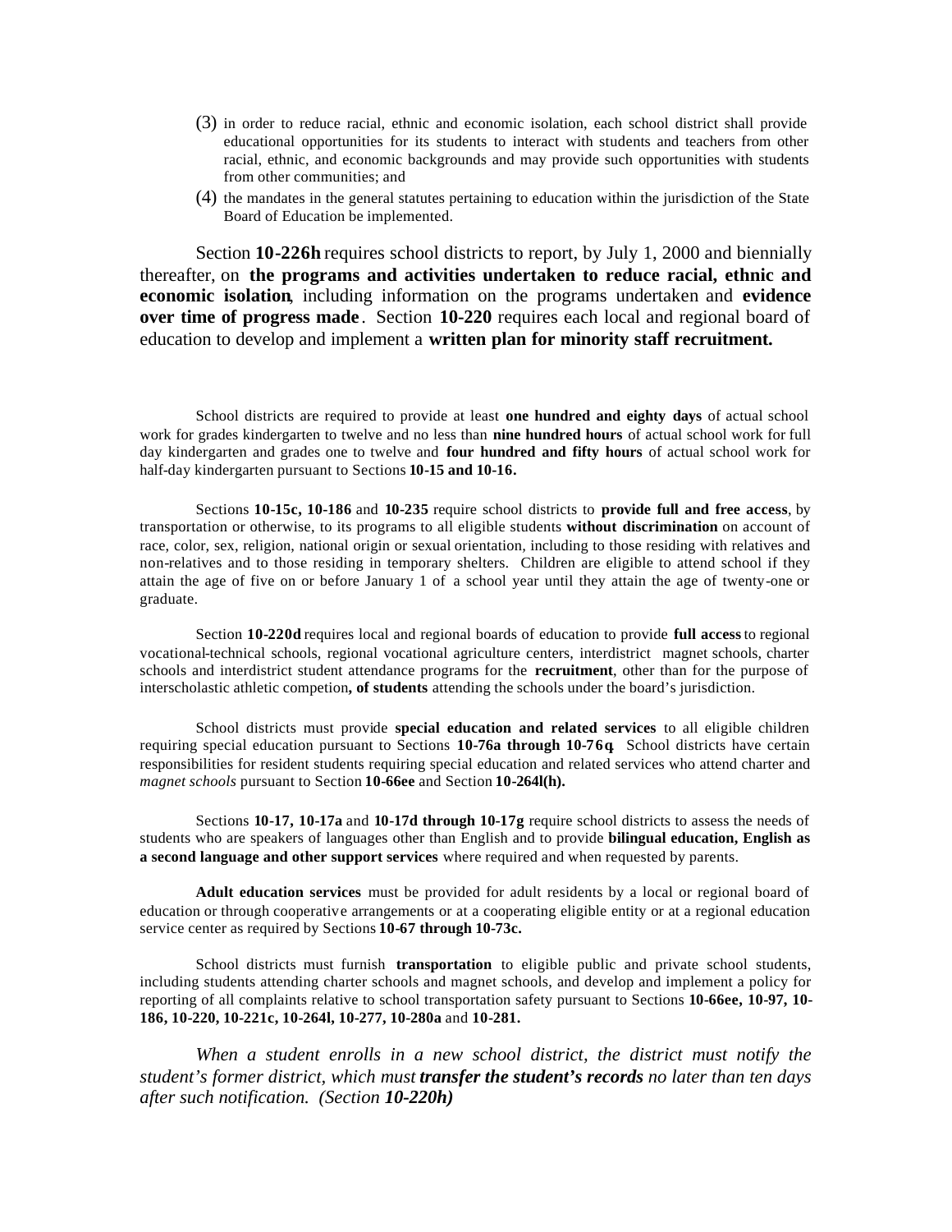(3) in order to reduce racial, ethnic and economic isolation, each school district shall provide educational opportunities for its students to interact with students and teachers from other racial, ethnic, and economic backgrounds and may provide such opportunities with students from other communities; and

(4) the mandates in the general statutes pertaining to education within the jurisdiction of the State Board of Education be implemented.

Section **10-226h** requires school districts to report, by July 1, 2000 and biennially thereafter, on **the programs and activities undertaken to reduce racial, ethnic and economic isolation**, including information on the programs undertaken and **evidence over time of progress made**. Section **10-220** requires each local and regional board of education to develop and implement a **written plan for minority staff recruitment.**

School districts are required to provide at least **one hundred and eighty days** of actual school work for grades kindergarten to twelve and no less than **nine hundred hours** of actual school work for full day kindergarten and grades one to twelve and **four hundred and fifty hours** of actual school work for half-day kindergarten pursuant to Sections **10-15 and 10-16.**

Sections **10-15c, 10-186** and **10-235** require school districts to **provide full and free access**, by transportation or otherwise, to its programs to all eligible students **without discrimination** on account of race, color, sex, religion, national origin or sexual orientation, including to those residing with relatives and non-relatives and to those residing in temporary shelters. Children are eligible to attend school if they attain the age of five on or before January 1 of a school year until they attain the age of twenty-one or graduate.

Section **10-220d** requires local and regional boards of education to provide **full access** to regional vocational-technical schools, regional vocational agriculture centers, interdistrict magnet schools, charter schools and interdistrict student attendance programs for the **recruitment**, other than for the purpose of interscholastic athletic competion**, of students** attending the schools under the board's jurisdiction.

School districts must provide **special education and related services** to all eligible children requiring special education pursuant to Sections **10-76a through 10-76q**. School districts have certain responsibilities for resident students requiring special education and related services who attend charter and *magnet schools* pursuant to Section **10-66ee** and Section **10-264l(h).**

Sections **10-17, 10-17a** and **10-17d through 10-17g** require school districts to assess the needs of students who are speakers of languages other than English and to provide **bilingual education, English as a second language and other support services** where required and when requested by parents.

**Adult education services** must be provided for adult residents by a local or regional board of education or through cooperative arrangements or at a cooperating eligible entity or at a regional education service center as required by Sections **10-67 through 10-73c.**

School districts must furnish **transportation** to eligible public and private school students, including students attending charter schools and magnet schools, and develop and implement a policy for reporting of all complaints relative to school transportation safety pursuant to Sections **10-66ee, 10-97, 10-186, 10-220, 10-221c, 10-264l, 10-277, 10-280a** and **10-281.**

*When a student enrolls in a new school district, the district must notify the student's former district, which must **transfer the student's records** no later than ten days after such notification. (Section **10-220h**)*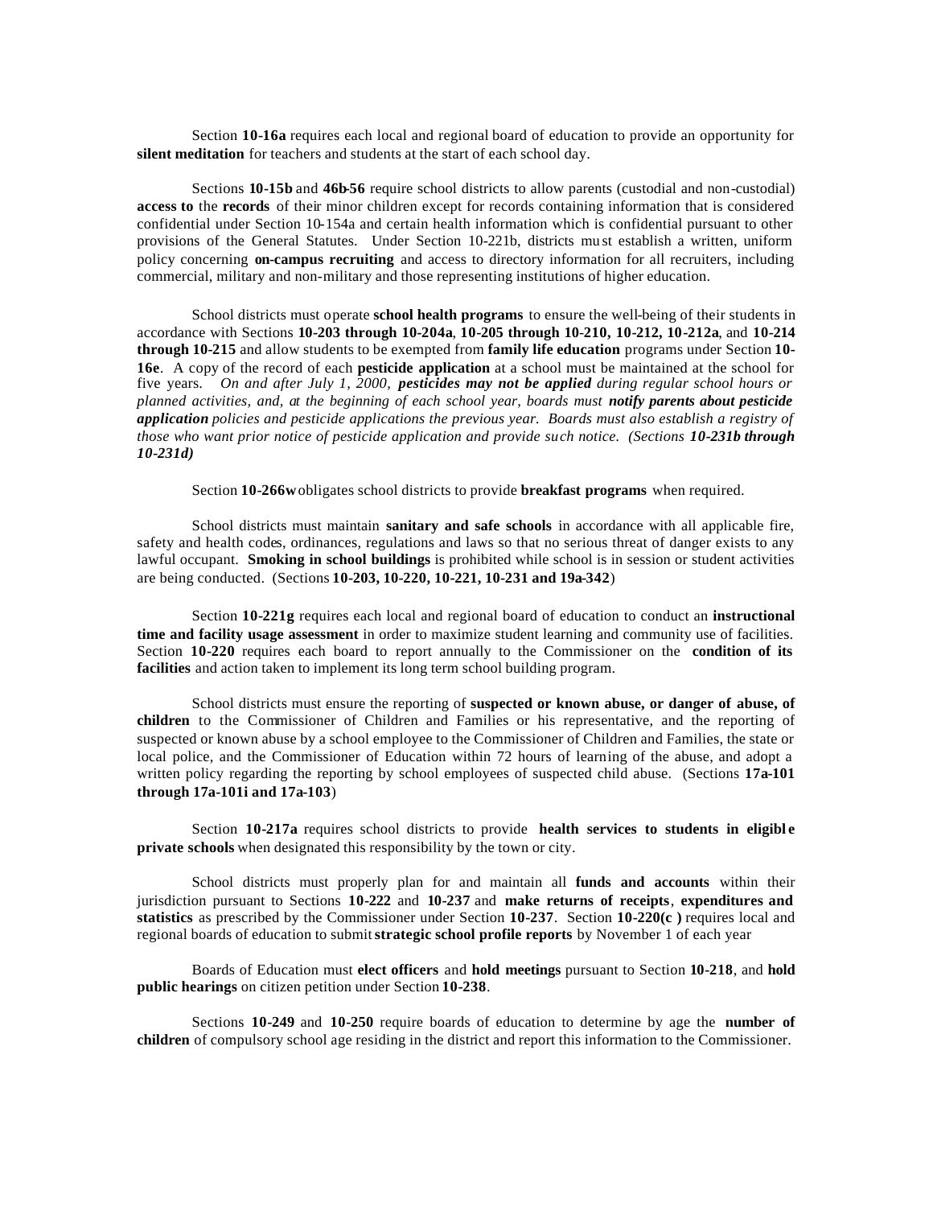Section **10-16a** requires each local and regional board of education to provide an opportunity for **silent meditation** for teachers and students at the start of each school day.

Sections **10-15b** and **46b-56** require school districts to allow parents (custodial and non-custodial) **access to** the **records** of their minor children except for records containing information that is considered confidential under Section 10-154a and certain health information which is confidential pursuant to other provisions of the General Statutes. Under Section 10-221b, districts must establish a written, uniform policy concerning **on-campus recruiting** and access to directory information for all recruiters, including commercial, military and non-military and those representing institutions of higher education.

School districts must operate **school health programs** to ensure the well-being of their students in accordance with Sections **10-203 through 10-204a**, **10-205 through 10-210, 10-212, 10-212a**, and **10-214 through 10-215** and allow students to be exempted from **family life education** programs under Section **10-16e**. A copy of the record of each **pesticide application** at a school must be maintained at the school for five years. *On and after July 1, 2000, **pesticides may not be applied** during regular school hours or planned activities, and, at the beginning of each school year, boards must **notify parents about pesticide application** policies and pesticide applications the previous year. Boards must also establish a registry of those who want prior notice of pesticide application and provide such notice. (Sections **10-231b through 10-231d**)*

Section **10-266w** obligates school districts to provide **breakfast programs** when required.

School districts must maintain **sanitary and safe schools** in accordance with all applicable fire, safety and health codes, ordinances, regulations and laws so that no serious threat of danger exists to any lawful occupant. **Smoking in school buildings** is prohibited while school is in session or student activities are being conducted. (Sections **10-203, 10-220, 10-221, 10-231 and 19a-342**)

Section **10-221g** requires each local and regional board of education to conduct an **instructional time and facility usage assessment** in order to maximize student learning and community use of facilities. Section **10-220** requires each board to report annually to the Commissioner on the **condition of its facilities** and action taken to implement its long term school building program.

School districts must ensure the reporting of **suspected or known abuse, or danger of abuse, of children** to the Commissioner of Children and Families or his representative, and the reporting of suspected or known abuse by a school employee to the Commissioner of Children and Families, the state or local police, and the Commissioner of Education within 72 hours of learning of the abuse, and adopt a written policy regarding the reporting by school employees of suspected child abuse. (Sections **17a-101 through 17a-101i and 17a-103**)

Section **10-217a** requires school districts to provide **health services to students in eligible private schools** when designated this responsibility by the town or city.

School districts must properly plan for and maintain all **funds and accounts** within their jurisdiction pursuant to Sections **10-222** and **10-237** and **make returns of receipts**, **expenditures and statistics** as prescribed by the Commissioner under Section **10-237**. Section **10-220(c )** requires local and regional boards of education to submit **strategic school profile reports** by November 1 of each year

Boards of Education must **elect officers** and **hold meetings** pursuant to Section **10-218**, and **hold public hearings** on citizen petition under Section **10-238**.

Sections **10-249** and **10-250** require boards of education to determine by age the **number of children** of compulsory school age residing in the district and report this information to the Commissioner.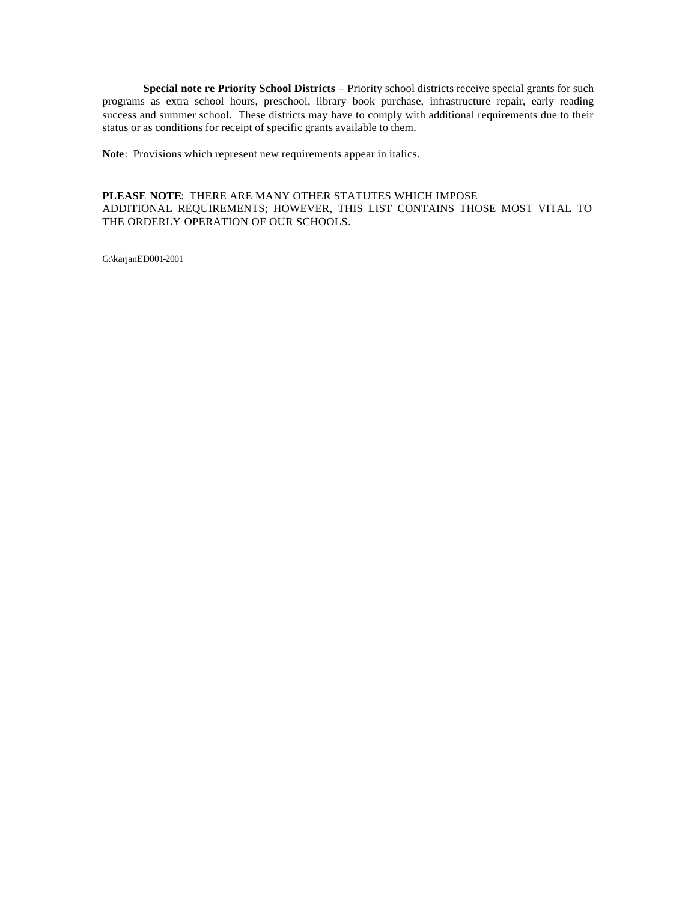**Special note re Priority School Districts** – Priority school districts receive special grants for such programs as extra school hours, preschool, library book purchase, infrastructure repair, early reading success and summer school. These districts may have to comply with additional requirements due to their status or as conditions for receipt of specific grants available to them.

**Note**: Provisions which represent new requirements appear in italics.

**PLEASE NOTE**: THERE ARE MANY OTHER STATUTES WHICH IMPOSE ADDITIONAL REQUIREMENTS; HOWEVER, THIS LIST CONTAINS THOSE MOST VITAL TO THE ORDERLY OPERATION OF OUR SCHOOLS.

G:\karjanED001-2001